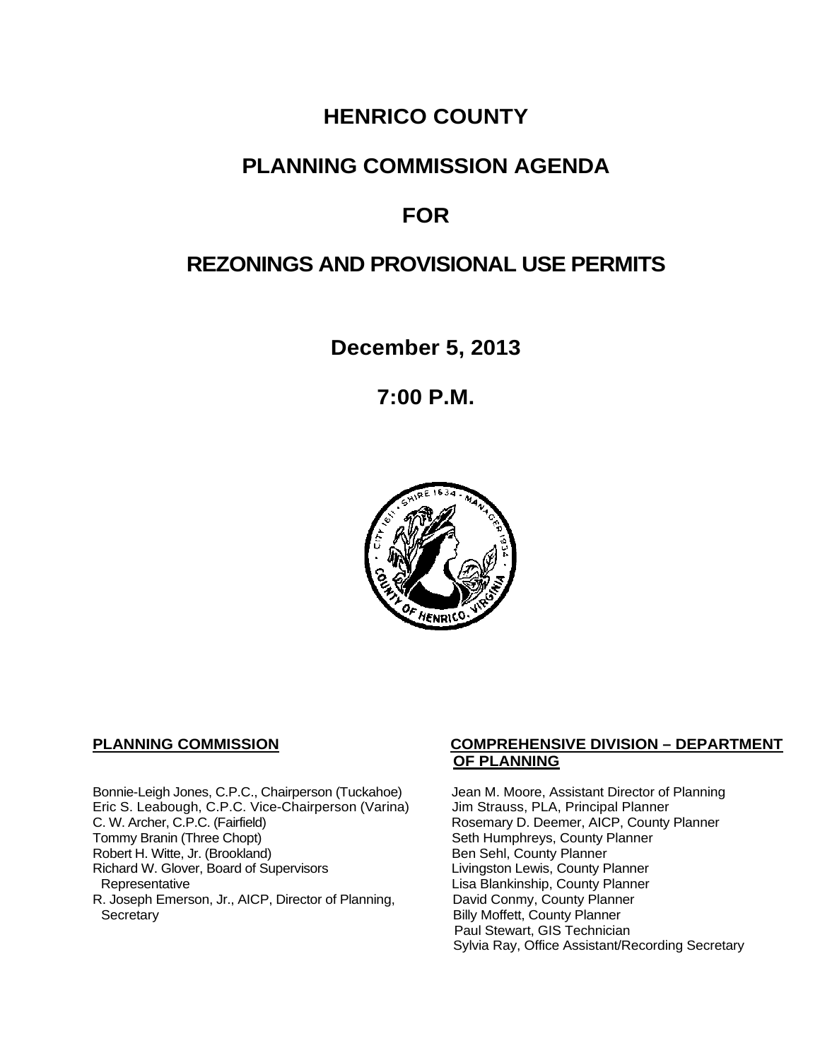# HENRICO COUNTY

# PLANNING COMMISSION AGENDA

# FOR

# REZONINGS AND PROVISIONAL USE PERMITS

**December 5, 2013**

**7:00 P.M.**

**PLANNING COMMISSION**

Bonnie-Leigh Jones, C.P.C., Chairperson (Tuckahoe)
Eric S. Leabough, C.P.C. Vice-Chairperson (Varina)
C. W. Archer, C.P.C. (Fairfield)
Tommy Branin (Three Chopt)
Robert H. Witte, Jr. (Brookland)
Richard W. Glover, Board of Supervisors Representative
R. Joseph Emerson, Jr., AICP, Director of Planning, Secretary

**COMPREHENSIVE DIVISION – DEPARTMENT OF PLANNING**

Jean M. Moore, Assistant Director of Planning
Jim Strauss, PLA, Principal Planner
Rosemary D. Deemer, AICP, County Planner
Seth Humphreys, County Planner
Ben Sehl, County Planner
Livingston Lewis, County Planner
Lisa Blankinship, County Planner
David Conmy, County Planner
Billy Moffett, County Planner
Paul Stewart, GIS Technician
Sylvia Ray, Office Assistant/Recording Secretary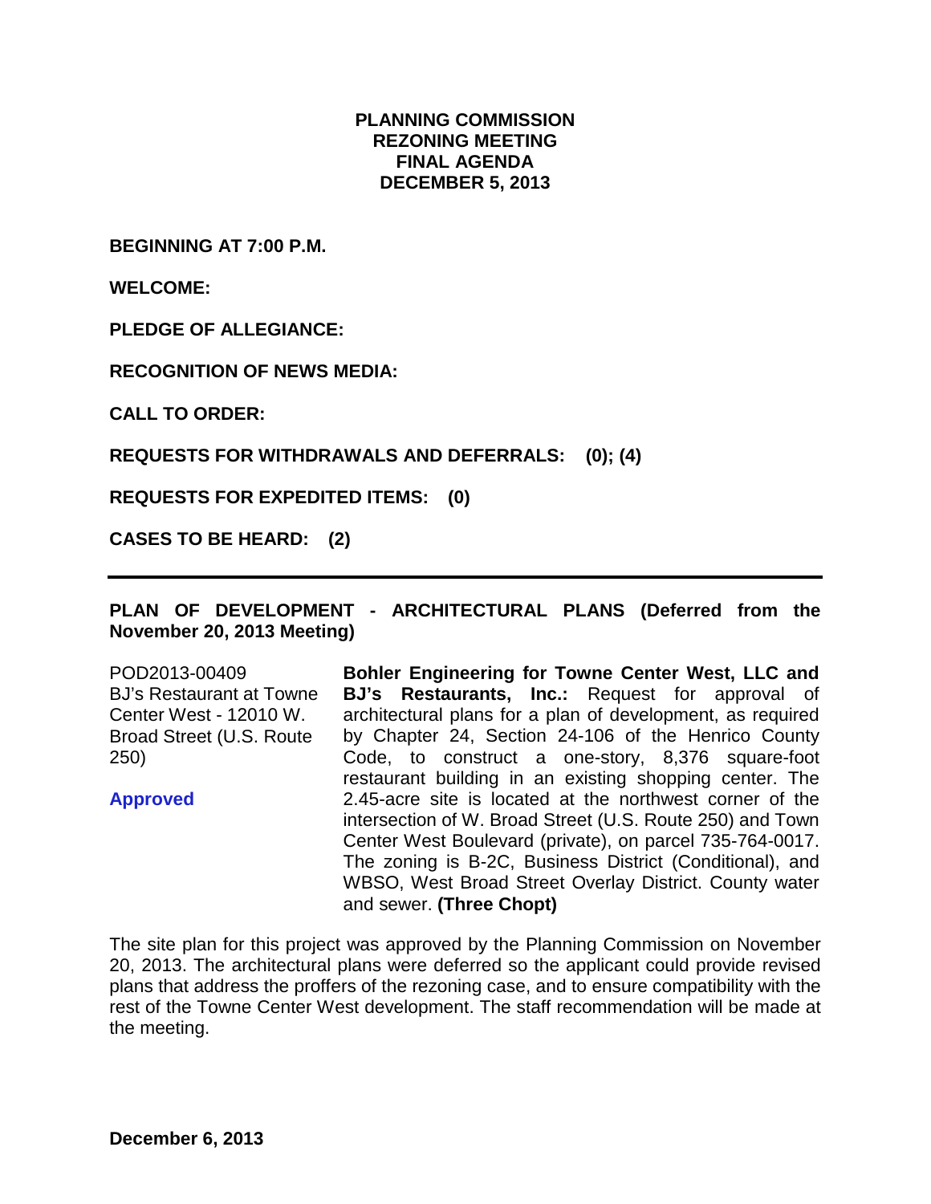**PLANNING COMMISSION**
**REZONING MEETING**
**FINAL AGENDA**
**DECEMBER 5, 2013**

**BEGINNING AT 7:00 P.M.**

**WELCOME:**

**PLEDGE OF ALLEGIANCE:**

**RECOGNITION OF NEWS MEDIA:**

**CALL TO ORDER:**

**REQUESTS FOR WITHDRAWALS AND DEFERRALS: (0); (4)**

**REQUESTS FOR EXPEDITED ITEMS: (0)**

**CASES TO BE HEARD: (2)**

---

**PLAN OF DEVELOPMENT - ARCHITECTURAL PLANS (Deferred from the November 20, 2013 Meeting)**

POD2013-00409
BJ's Restaurant at Towne Center West - 12010 W. Broad Street (U.S. Route 250)

**Approved**

**Bohler Engineering for Towne Center West, LLC and BJ's Restaurants, Inc.:** Request for approval of architectural plans for a plan of development, as required by Chapter 24, Section 24-106 of the Henrico County Code, to construct a one-story, 8,376 square-foot restaurant building in an existing shopping center. The 2.45-acre site is located at the northwest corner of the intersection of W. Broad Street (U.S. Route 250) and Town Center West Boulevard (private), on parcel 735-764-0017. The zoning is B-2C, Business District (Conditional), and WBSO, West Broad Street Overlay District. County water and sewer. **(Three Chopt)**

The site plan for this project was approved by the Planning Commission on November 20, 2013. The architectural plans were deferred so the applicant could provide revised plans that address the proffers of the rezoning case, and to ensure compatibility with the rest of the Towne Center West development. The staff recommendation will be made at the meeting.

**December 6, 2013**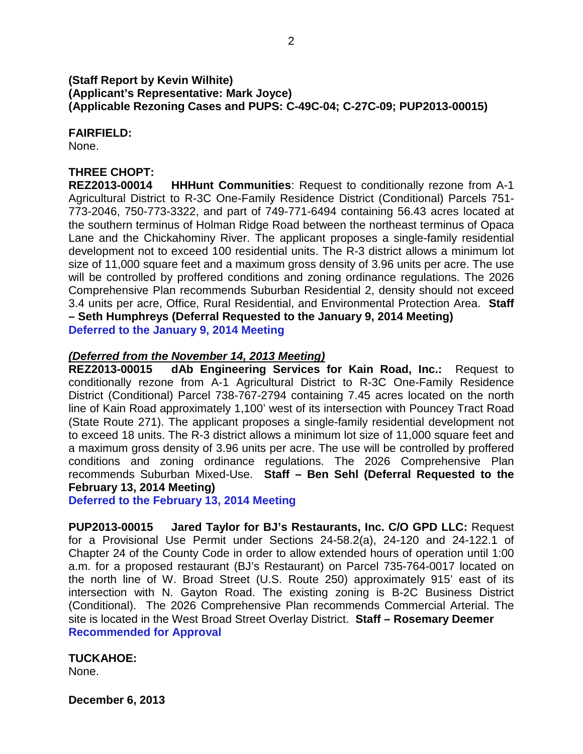**(Staff Report by Kevin Wilhite)**
**(Applicant's Representative: Mark Joyce)**
**(Applicable Rezoning Cases and PUPS: C-49C-04; C-27C-09; PUP2013-00015)**

**FAIRFIELD:**
None.

**THREE CHOPT:**
**REZ2013-00014 HHHunt Communities**: Request to conditionally rezone from A-1 Agricultural District to R-3C One-Family Residence District (Conditional) Parcels 751-773-2046, 750-773-3322, and part of 749-771-6494 containing 56.43 acres located at the southern terminus of Holman Ridge Road between the northeast terminus of Opaca Lane and the Chickahominy River. The applicant proposes a single-family residential development not to exceed 100 residential units. The R-3 district allows a minimum lot size of 11,000 square feet and a maximum gross density of 3.96 units per acre. The use will be controlled by proffered conditions and zoning ordinance regulations. The 2026 Comprehensive Plan recommends Suburban Residential 2, density should not exceed 3.4 units per acre, Office, Rural Residential, and Environmental Protection Area. **Staff – Seth Humphreys (Deferral Requested to the January 9, 2014 Meeting)**
**Deferred to the January 9, 2014 Meeting**

***(Deferred from the November 14, 2013 Meeting)***
**REZ2013-00015 dAb Engineering Services for Kain Road, Inc.:** Request to conditionally rezone from A-1 Agricultural District to R-3C One-Family Residence District (Conditional) Parcel 738-767-2794 containing 7.45 acres located on the north line of Kain Road approximately 1,100' west of its intersection with Pouncey Tract Road (State Route 271). The applicant proposes a single-family residential development not to exceed 18 units. The R-3 district allows a minimum lot size of 11,000 square feet and a maximum gross density of 3.96 units per acre. The use will be controlled by proffered conditions and zoning ordinance regulations. The 2026 Comprehensive Plan recommends Suburban Mixed-Use. **Staff – Ben Sehl (Deferral Requested to the February 13, 2014 Meeting)**
**Deferred to the February 13, 2014 Meeting**

**PUP2013-00015 Jared Taylor for BJ's Restaurants, Inc. C/O GPD LLC:** Request for a Provisional Use Permit under Sections 24-58.2(a), 24-120 and 24-122.1 of Chapter 24 of the County Code in order to allow extended hours of operation until 1:00 a.m. for a proposed restaurant (BJ's Restaurant) on Parcel 735-764-0017 located on the north line of W. Broad Street (U.S. Route 250) approximately 915' east of its intersection with N. Gayton Road. The existing zoning is B-2C Business District (Conditional). The 2026 Comprehensive Plan recommends Commercial Arterial. The site is located in the West Broad Street Overlay District. **Staff – Rosemary Deemer**
**Recommended for Approval**

**TUCKAHOE:**
None.

**December 6, 2013**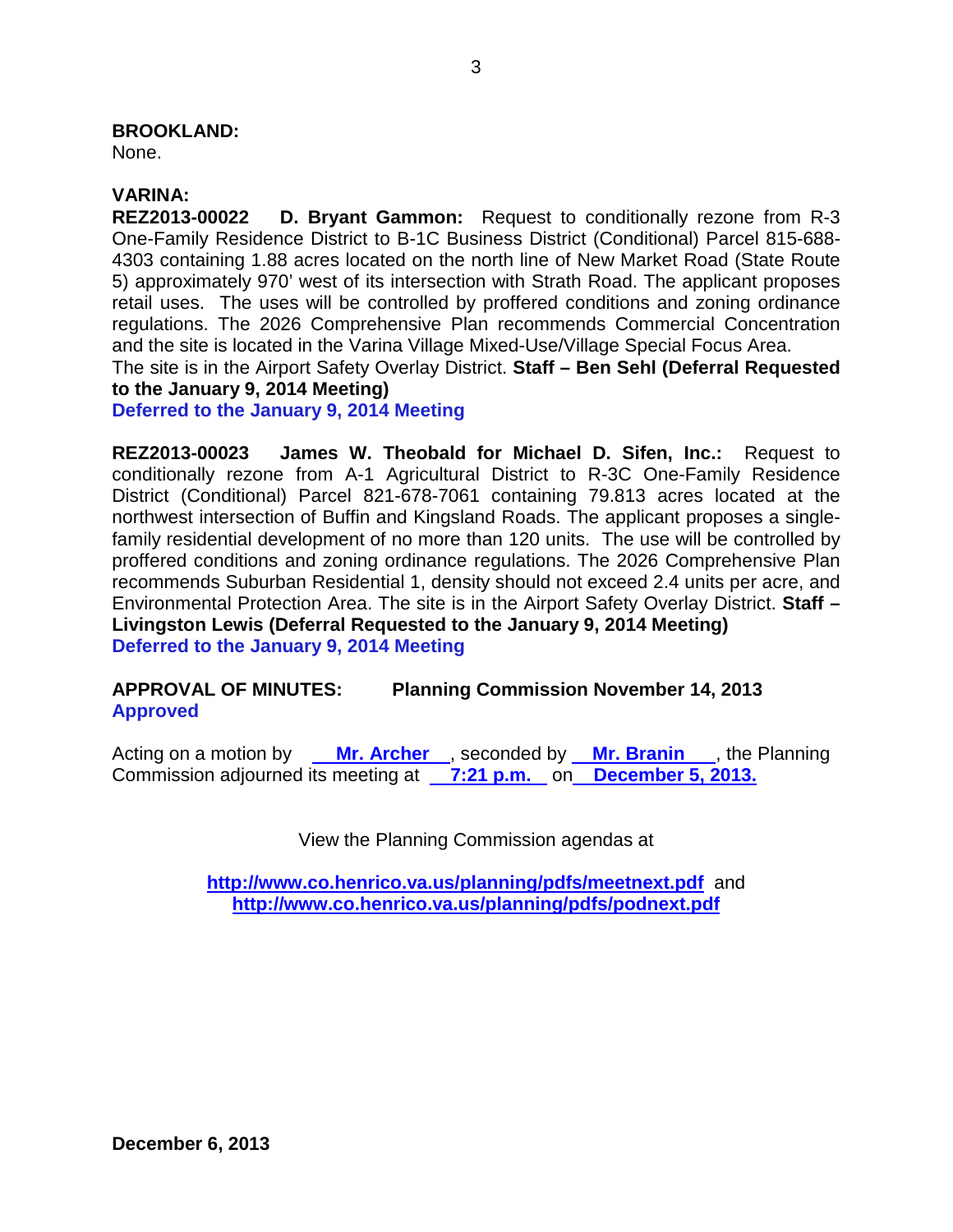**BROOKLAND:**
None.

**VARINA:**
**REZ2013-00022 D. Bryant Gammon:** Request to conditionally rezone from R-3 One-Family Residence District to B-1C Business District (Conditional) Parcel 815-688-4303 containing 1.88 acres located on the north line of New Market Road (State Route 5) approximately 970' west of its intersection with Strath Road. The applicant proposes retail uses. The uses will be controlled by proffered conditions and zoning ordinance regulations. The 2026 Comprehensive Plan recommends Commercial Concentration and the site is located in the Varina Village Mixed-Use/Village Special Focus Area. The site is in the Airport Safety Overlay District. **Staff – Ben Sehl (Deferral Requested to the January 9, 2014 Meeting)**
**Deferred to the January 9, 2014 Meeting**

**REZ2013-00023 James W. Theobald for Michael D. Sifen, Inc.:** Request to conditionally rezone from A-1 Agricultural District to R-3C One-Family Residence District (Conditional) Parcel 821-678-7061 containing 79.813 acres located at the northwest intersection of Buffin and Kingsland Roads. The applicant proposes a single-family residential development of no more than 120 units. The use will be controlled by proffered conditions and zoning ordinance regulations. The 2026 Comprehensive Plan recommends Suburban Residential 1, density should not exceed 2.4 units per acre, and Environmental Protection Area. The site is in the Airport Safety Overlay District. **Staff – Livingston Lewis (Deferral Requested to the January 9, 2014 Meeting)**
**Deferred to the January 9, 2014 Meeting**

**APPROVAL OF MINUTES: Planning Commission November 14, 2013**
**Approved**

Acting on a motion by **Mr. Archer**, seconded by **Mr. Branin**, the Planning Commission adjourned its meeting at **7:21 p.m.** on **December 5, 2013.**

View the Planning Commission agendas at

**http://www.co.henrico.va.us/planning/pdfs/meetnext.pdf** and
**http://www.co.henrico.va.us/planning/pdfs/podnext.pdf**

**December 6, 2013**